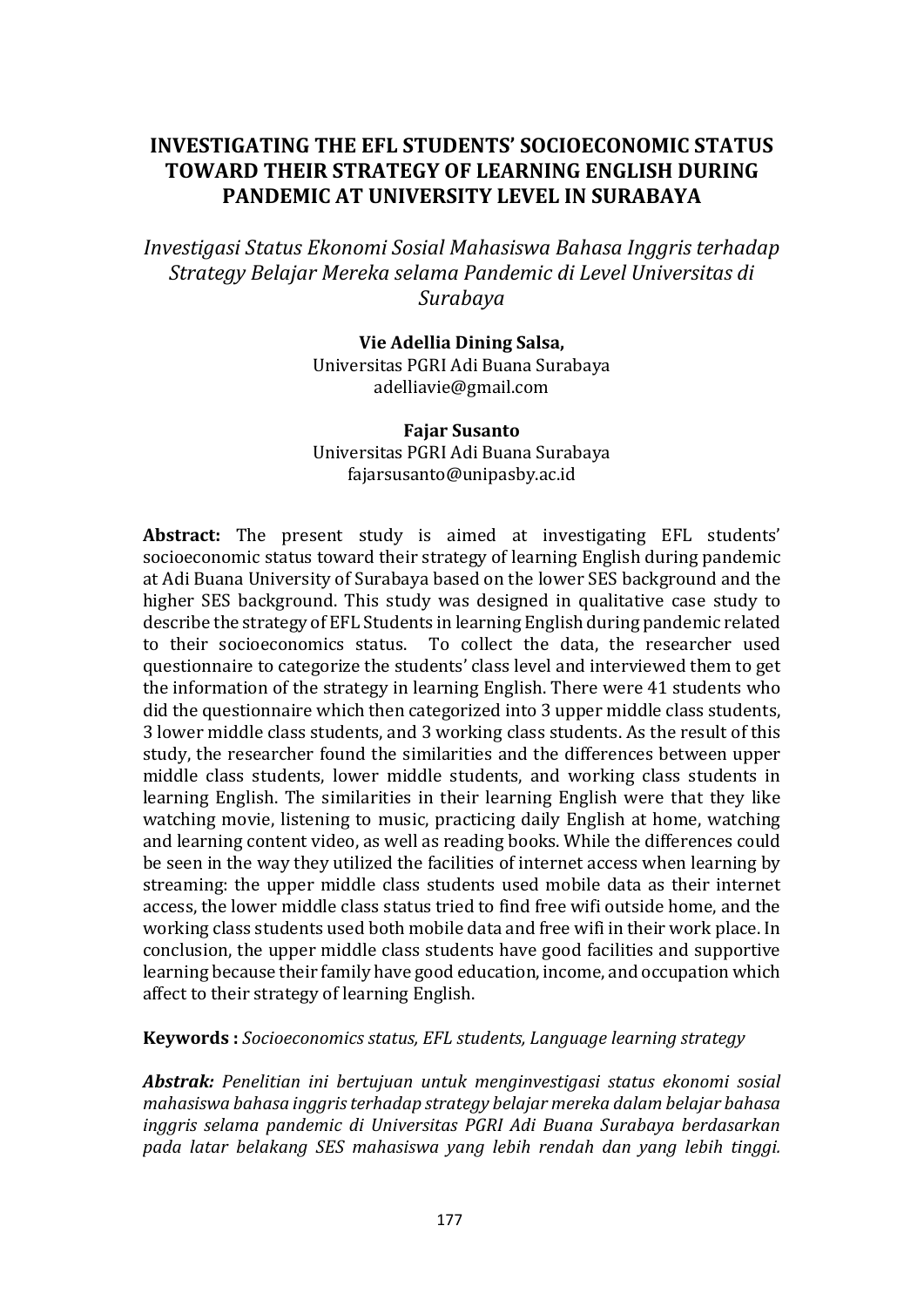# INVESTIGATING THE EFL STUDENTS' SOCIOECONOMIC STATUS TOWARD THEIR STRATEGY OF LEARNING ENGLISH DURING PANDEMIC AT UNIVERSITY LEVEL IN SURABAYA

*Investigasi Status Ekonomi Sosial Mahasiswa Bahasa Inggris terhadap Strategy Belajar Mereka selama Pandemic di Level Universitas di Surabaya*

**Vie Adellia Dining Salsa,**
Universitas PGRI Adi Buana Surabaya
adelliavie@gmail.com

**Fajar Susanto**
Universitas PGRI Adi Buana Surabaya
fajarsusanto@unipasby.ac.id

**Abstract:** The present study is aimed at investigating EFL students' socioeconomic status toward their strategy of learning English during pandemic at Adi Buana University of Surabaya based on the lower SES background and the higher SES background. This study was designed in qualitative case study to describe the strategy of EFL Students in learning English during pandemic related to their socioeconomics status. To collect the data, the researcher used questionnaire to categorize the students' class level and interviewed them to get the information of the strategy in learning English. There were 41 students who did the questionnaire which then categorized into 3 upper middle class students, 3 lower middle class students, and 3 working class students. As the result of this study, the researcher found the similarities and the differences between upper middle class students, lower middle students, and working class students in learning English. The similarities in their learning English were that they like watching movie, listening to music, practicing daily English at home, watching and learning content video, as well as reading books. While the differences could be seen in the way they utilized the facilities of internet access when learning by streaming: the upper middle class students used mobile data as their internet access, the lower middle class status tried to find free wifi outside home, and the working class students used both mobile data and free wifi in their work place. In conclusion, the upper middle class students have good facilities and supportive learning because their family have good education, income, and occupation which affect to their strategy of learning English.

**Keywords :** *Socioeconomics status, EFL students, Language learning strategy*

***Abstrak:*** *Penelitian ini bertujuan untuk menginvestigasi status ekonomi sosial mahasiswa bahasa inggris terhadap strategy belajar mereka dalam belajar bahasa inggris selama pandemic di Universitas PGRI Adi Buana Surabaya berdasarkan pada latar belakang SES mahasiswa yang lebih rendah dan yang lebih tinggi.*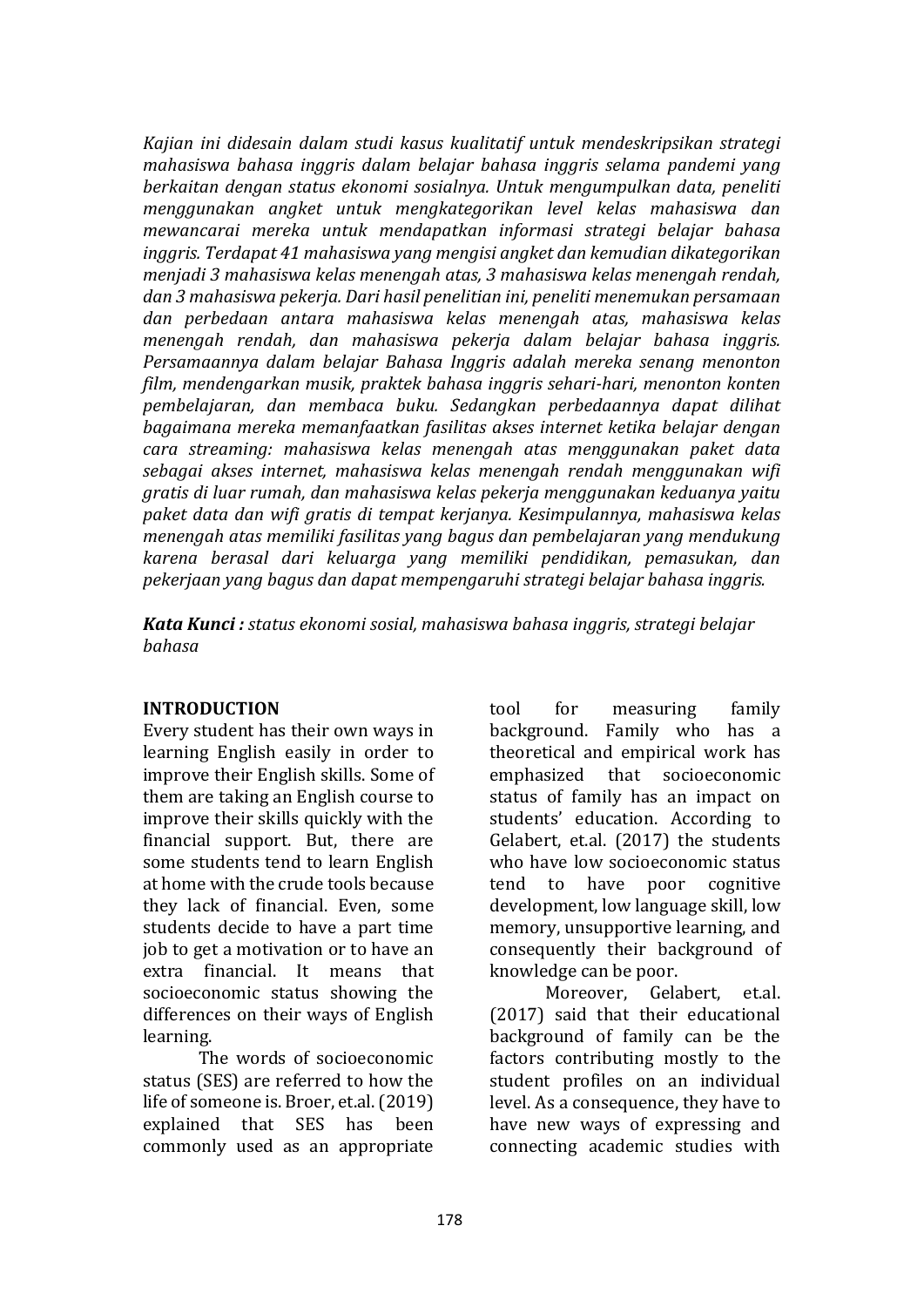*Kajian ini didesain dalam studi kasus kualitatif untuk mendeskripsikan strategi mahasiswa bahasa inggris dalam belajar bahasa inggris selama pandemi yang berkaitan dengan status ekonomi sosialnya. Untuk mengumpulkan data, peneliti menggunakan angket untuk mengkategorikan level kelas mahasiswa dan mewancarai mereka untuk mendapatkan informasi strategi belajar bahasa inggris. Terdapat 41 mahasiswa yang mengisi angket dan kemudian dikategorikan menjadi 3 mahasiswa kelas menengah atas, 3 mahasiswa kelas menengah rendah, dan 3 mahasiswa pekerja. Dari hasil penelitian ini, peneliti menemukan persamaan dan perbedaan antara mahasiswa kelas menengah atas, mahasiswa kelas menengah rendah, dan mahasiswa pekerja dalam belajar bahasa inggris. Persamaannya dalam belajar Bahasa Inggris adalah mereka senang menonton film, mendengarkan musik, praktek bahasa inggris sehari-hari, menonton konten pembelajaran, dan membaca buku. Sedangkan perbedaannya dapat dilihat bagaimana mereka memanfaatkan fasilitas akses internet ketika belajar dengan cara streaming: mahasiswa kelas menengah atas menggunakan paket data sebagai akses internet, mahasiswa kelas menengah rendah menggunakan wifi gratis di luar rumah, dan mahasiswa kelas pekerja menggunakan keduanya yaitu paket data dan wifi gratis di tempat kerjanya. Kesimpulannya, mahasiswa kelas menengah atas memiliki fasilitas yang bagus dan pembelajaran yang mendukung karena berasal dari keluarga yang memiliki pendidikan, pemasukan, dan pekerjaan yang bagus dan dapat mempengaruhi strategi belajar bahasa inggris.*

***Kata Kunci :*** *status ekonomi sosial, mahasiswa bahasa inggris, strategi belajar bahasa*

## INTRODUCTION

Every student has their own ways in learning English easily in order to improve their English skills. Some of them are taking an English course to improve their skills quickly with the financial support. But, there are some students tend to learn English at home with the crude tools because they lack of financial. Even, some students decide to have a part time job to get a motivation or to have an extra financial. It means that socioeconomic status showing the differences on their ways of English learning.

The words of socioeconomic status (SES) are referred to how the life of someone is. Broer, et.al. (2019) explained that SES has been commonly used as an appropriate tool for measuring family background. Family who has a theoretical and empirical work has emphasized that socioeconomic status of family has an impact on students' education. According to Gelabert, et.al. (2017) the students who have low socioeconomic status tend to have poor cognitive development, low language skill, low memory, unsupportive learning, and consequently their background of knowledge can be poor.

Moreover, Gelabert, et.al. (2017) said that their educational background of family can be the factors contributing mostly to the student profiles on an individual level. As a consequence, they have to have new ways of expressing and connecting academic studies with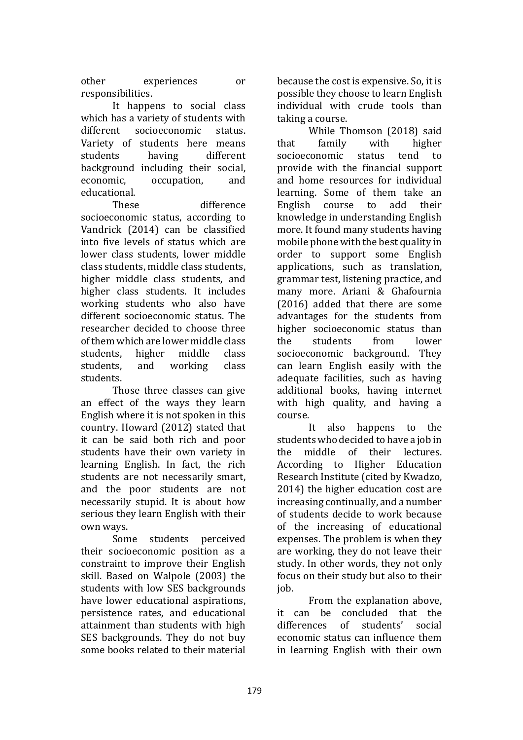other experiences or responsibilities.

It happens to social class which has a variety of students with different socioeconomic status. Variety of students here means students having different background including their social, economic, occupation, and educational.

These difference socioeconomic status, according to Vandrick (2014) can be classified into five levels of status which are lower class students, lower middle class students, middle class students, higher middle class students, and higher class students. It includes working students who also have different socioeconomic status. The researcher decided to choose three of them which are lower middle class students, higher middle class students, and working class students.

Those three classes can give an effect of the ways they learn English where it is not spoken in this country. Howard (2012) stated that it can be said both rich and poor students have their own variety in learning English. In fact, the rich students are not necessarily smart, and the poor students are not necessarily stupid. It is about how serious they learn English with their own ways.

Some students perceived their socioeconomic position as a constraint to improve their English skill. Based on Walpole (2003) the students with low SES backgrounds have lower educational aspirations, persistence rates, and educational attainment than students with high SES backgrounds. They do not buy some books related to their material because the cost is expensive. So, it is possible they choose to learn English individual with crude tools than taking a course.

While Thomson (2018) said that family with higher socioeconomic status tend to provide with the financial support and home resources for individual learning. Some of them take an English course to add their knowledge in understanding English more. It found many students having mobile phone with the best quality in order to support some English applications, such as translation, grammar test, listening practice, and many more. Ariani & Ghafournia (2016) added that there are some advantages for the students from higher socioeconomic status than the students from lower socioeconomic background. They can learn English easily with the adequate facilities, such as having additional books, having internet with high quality, and having a course.

It also happens to the students who decided to have a job in the middle of their lectures. According to Higher Education Research Institute (cited by Kwadzo, 2014) the higher education cost are increasing continually, and a number of students decide to work because of the increasing of educational expenses. The problem is when they are working, they do not leave their study. In other words, they not only focus on their study but also to their job.

From the explanation above, it can be concluded that the differences of students' social economic status can influence them in learning English with their own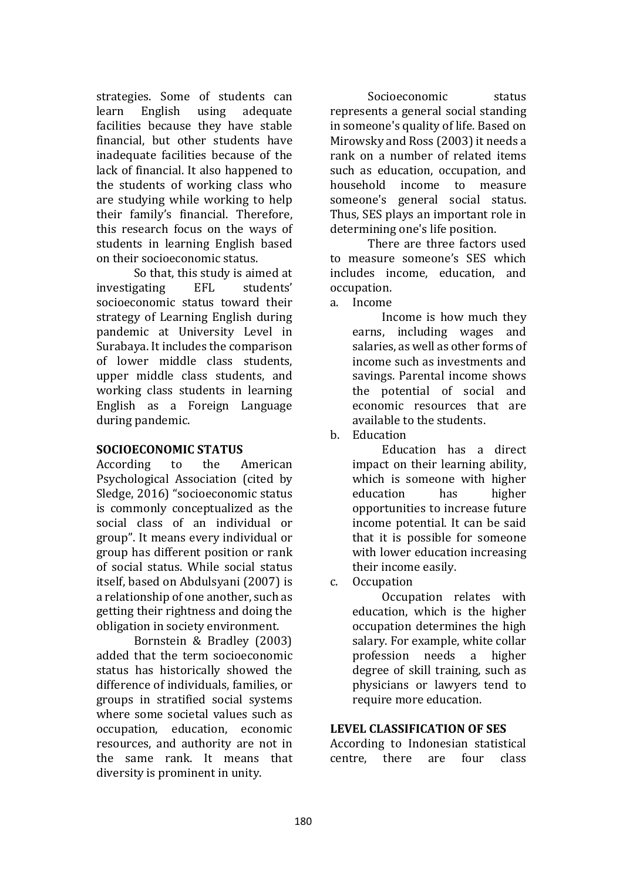strategies. Some of students can learn English using adequate facilities because they have stable financial, but other students have inadequate facilities because of the lack of financial. It also happened to the students of working class who are studying while working to help their family's financial. Therefore, this research focus on the ways of students in learning English based on their socioeconomic status.

So that, this study is aimed at investigating EFL students' socioeconomic status toward their strategy of Learning English during pandemic at University Level in Surabaya. It includes the comparison of lower middle class students, upper middle class students, and working class students in learning English as a Foreign Language during pandemic.

## SOCIOECONOMIC STATUS

According to the American Psychological Association (cited by Sledge, 2016) "socioeconomic status is commonly conceptualized as the social class of an individual or group". It means every individual or group has different position or rank of social status. While social status itself, based on Abdulsyani (2007) is a relationship of one another, such as getting their rightness and doing the obligation in society environment.

Bornstein & Bradley (2003) added that the term socioeconomic status has historically showed the difference of individuals, families, or groups in stratified social systems where some societal values such as occupation, education, economic resources, and authority are not in the same rank. It means that diversity is prominent in unity.

Socioeconomic status represents a general social standing in someone's quality of life. Based on Mirowsky and Ross (2003) it needs a rank on a number of related items such as education, occupation, and household income to measure someone's general social status. Thus, SES plays an important role in determining one's life position.

There are three factors used to measure someone's SES which includes income, education, and occupation.

a. Income

   Income is how much they earns, including wages and salaries, as well as other forms of income such as investments and savings. Parental income shows the potential of social and economic resources that are available to the students.

b. Education

   Education has a direct impact on their learning ability, which is someone with higher education has higher opportunities to increase future income potential. It can be said that it is possible for someone with lower education increasing their income easily.

c. Occupation

   Occupation relates with education, which is the higher occupation determines the high salary. For example, white collar profession needs a higher degree of skill training, such as physicians or lawyers tend to require more education.

## LEVEL CLASSIFICATION OF SES

According to Indonesian statistical centre, there are four class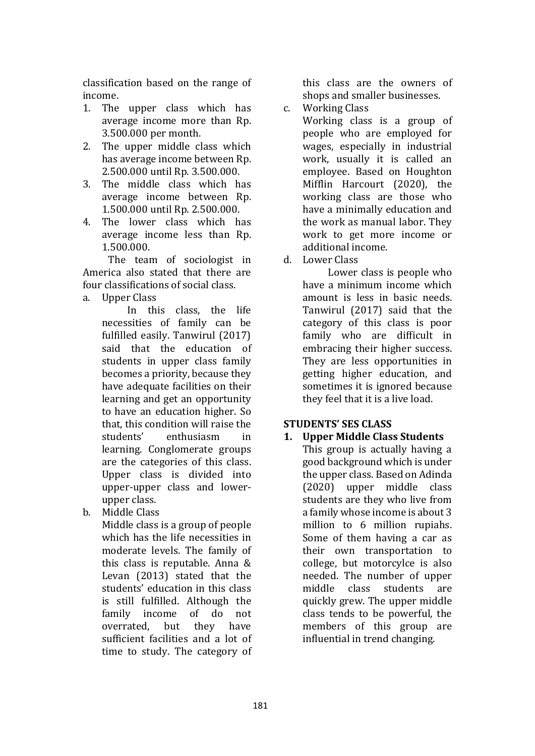classification based on the range of income.

1. The upper class which has average income more than Rp. 3.500.000 per month.
2. The upper middle class which has average income between Rp. 2.500.000 until Rp. 3.500.000.
3. The middle class which has average income between Rp. 1.500.000 until Rp. 2.500.000.
4. The lower class which has average income less than Rp. 1.500.000.

The team of sociologist in America also stated that there are four classifications of social class.

a. Upper Class

   In this class, the life necessities of family can be fulfilled easily. Tanwirul (2017) said that the education of students in upper class family becomes a priority, because they have adequate facilities on their learning and get an opportunity to have an education higher. So that, this condition will raise the students' enthusiasm in learning. Conglomerate groups are the categories of this class. Upper class is divided into upper-upper class and lower-upper class.

b. Middle Class

   Middle class is a group of people which has the life necessities in moderate levels. The family of this class is reputable. Anna & Levan (2013) stated that the students' education in this class is still fulfilled. Although the family income of do not overrated, but they have sufficient facilities and a lot of time to study. The category of this class are the owners of shops and smaller businesses.

c. Working Class

   Working class is a group of people who are employed for wages, especially in industrial work, usually it is called an employee. Based on Houghton Mifflin Harcourt (2020), the working class are those who have a minimally education and the work as manual labor. They work to get more income or additional income.

d. Lower Class

   Lower class is people who have a minimum income which amount is less in basic needs. Tanwirul (2017) said that the category of this class is poor family who are difficult in embracing their higher success. They are less opportunities in getting higher education, and sometimes it is ignored because they feel that it is a live load.

## STUDENTS' SES CLASS

**1. Upper Middle Class Students**

This group is actually having a good background which is under the upper class. Based on Adinda (2020) upper middle class students are they who live from a family whose income is about 3 million to 6 million rupiahs. Some of them having a car as their own transportation to college, but motorcylce is also needed. The number of upper middle class students are quickly grew. The upper middle class tends to be powerful, the members of this group are influential in trend changing.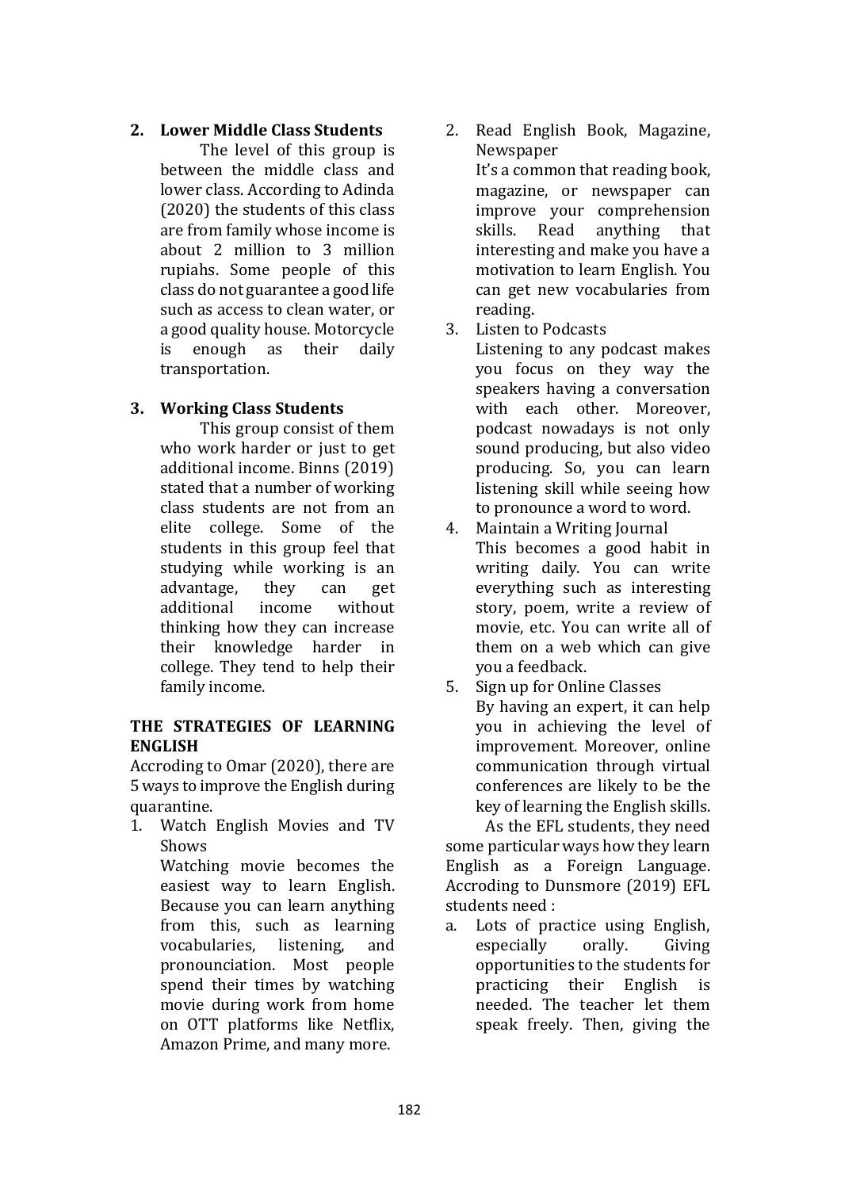**2. Lower Middle Class Students**

The level of this group is between the middle class and lower class. According to Adinda (2020) the students of this class are from family whose income is about 2 million to 3 million rupiahs. Some people of this class do not guarantee a good life such as access to clean water, or a good quality house. Motorcycle is enough as their daily transportation.

**3. Working Class Students**

This group consist of them who work harder or just to get additional income. Binns (2019) stated that a number of working class students are not from an elite college. Some of the students in this group feel that studying while working is an advantage, they can get additional income without thinking how they can increase their knowledge harder in college. They tend to help their family income.

**THE STRATEGIES OF LEARNING ENGLISH**

Accroding to Omar (2020), there are 5 ways to improve the English during quarantine.

1. Watch English Movies and TV Shows
   Watching movie becomes the easiest way to learn English. Because you can learn anything from this, such as learning vocabularies, listening, and pronounciation. Most people spend their times by watching movie during work from home on OTT platforms like Netflix, Amazon Prime, and many more.
2. Read English Book, Magazine, Newspaper
   It's a common that reading book, magazine, or newspaper can improve your comprehension skills. Read anything that interesting and make you have a motivation to learn English. You can get new vocabularies from reading.
3. Listen to Podcasts
   Listening to any podcast makes you focus on they way the speakers having a conversation with each other. Moreover, podcast nowadays is not only sound producing, but also video producing. So, you can learn listening skill while seeing how to pronounce a word to word.
4. Maintain a Writing Journal
   This becomes a good habit in writing daily. You can write everything such as interesting story, poem, write a review of movie, etc. You can write all of them on a web which can give you a feedback.
5. Sign up for Online Classes
   By having an expert, it can help you in achieving the level of improvement. Moreover, online communication through virtual conferences are likely to be the key of learning the English skills.

As the EFL students, they need some particular ways how they learn English as a Foreign Language. Accroding to Dunsmore (2019) EFL students need :

a. Lots of practice using English, especially orally. Giving opportunities to the students for practicing their English is needed. The teacher let them speak freely. Then, giving the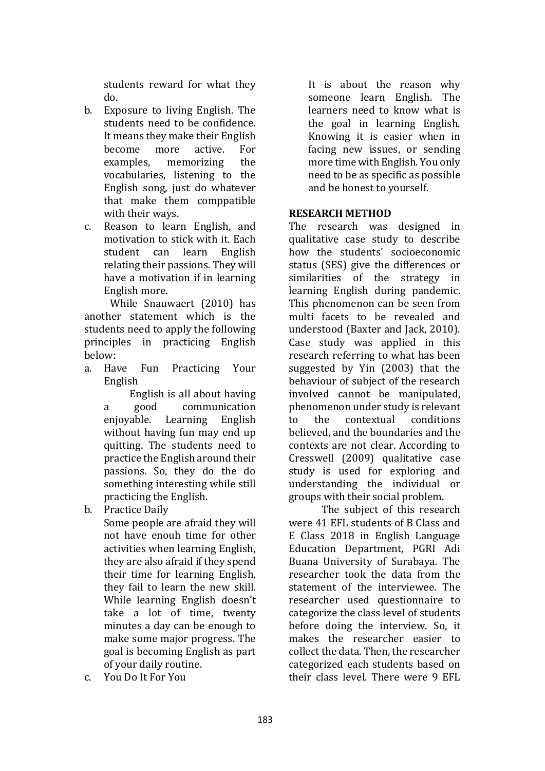students reward for what they do.

b. Exposure to living English. The students need to be confidence. It means they make their English become more active. For examples, memorizing the vocabularies, listening to the English song, just do whatever that make them comppatible with their ways.
c. Reason to learn English, and motivation to stick with it. Each student can learn English relating their passions. They will have a motivation if in learning English more.

While Snauwaert (2010) has another statement which is the students need to apply the following principles in practicing English below:

a. Have Fun Practicing Your English

   English is all about having a good communication enjoyable. Learning English without having fun may end up quitting. The students need to practice the English around their passions. So, they do the do something interesting while still practicing the English.

b. Practice Daily

   Some people are afraid they will not have enouh time for other activities when learning English, they are also afraid if they spend their time for learning English, they fail to learn the new skill. While learning English doesn't take a lot of time, twenty minutes a day can be enough to make some major progress. The goal is becoming English as part of your daily routine.

c. You Do It For You

   It is about the reason why someone learn English. The learners need to know what is the goal in learning English. Knowing it is easier when in facing new issues, or sending more time with English. You only need to be as specific as possible and be honest to yourself.

## RESEARCH METHOD

The research was designed in qualitative case study to describe how the students' socioeconomic status (SES) give the differences or similarities of the strategy in learning English during pandemic. This phenomenon can be seen from multi facets to be revealed and understood (Baxter and Jack, 2010). Case study was applied in this research referring to what has been suggested by Yin (2003) that the behaviour of subject of the research involved cannot be manipulated, phenomenon under study is relevant to the contextual conditions believed, and the boundaries and the contexts are not clear. According to Cresswell (2009) qualitative case study is used for exploring and understanding the individual or groups with their social problem.

The subject of this research were 41 EFL students of B Class and E Class 2018 in English Language Education Department, PGRI Adi Buana University of Surabaya. The researcher took the data from the statement of the interviewee. The researcher used questionnaire to categorize the class level of students before doing the interview. So, it makes the researcher easier to collect the data. Then, the researcher categorized each students based on their class level. There were 9 EFL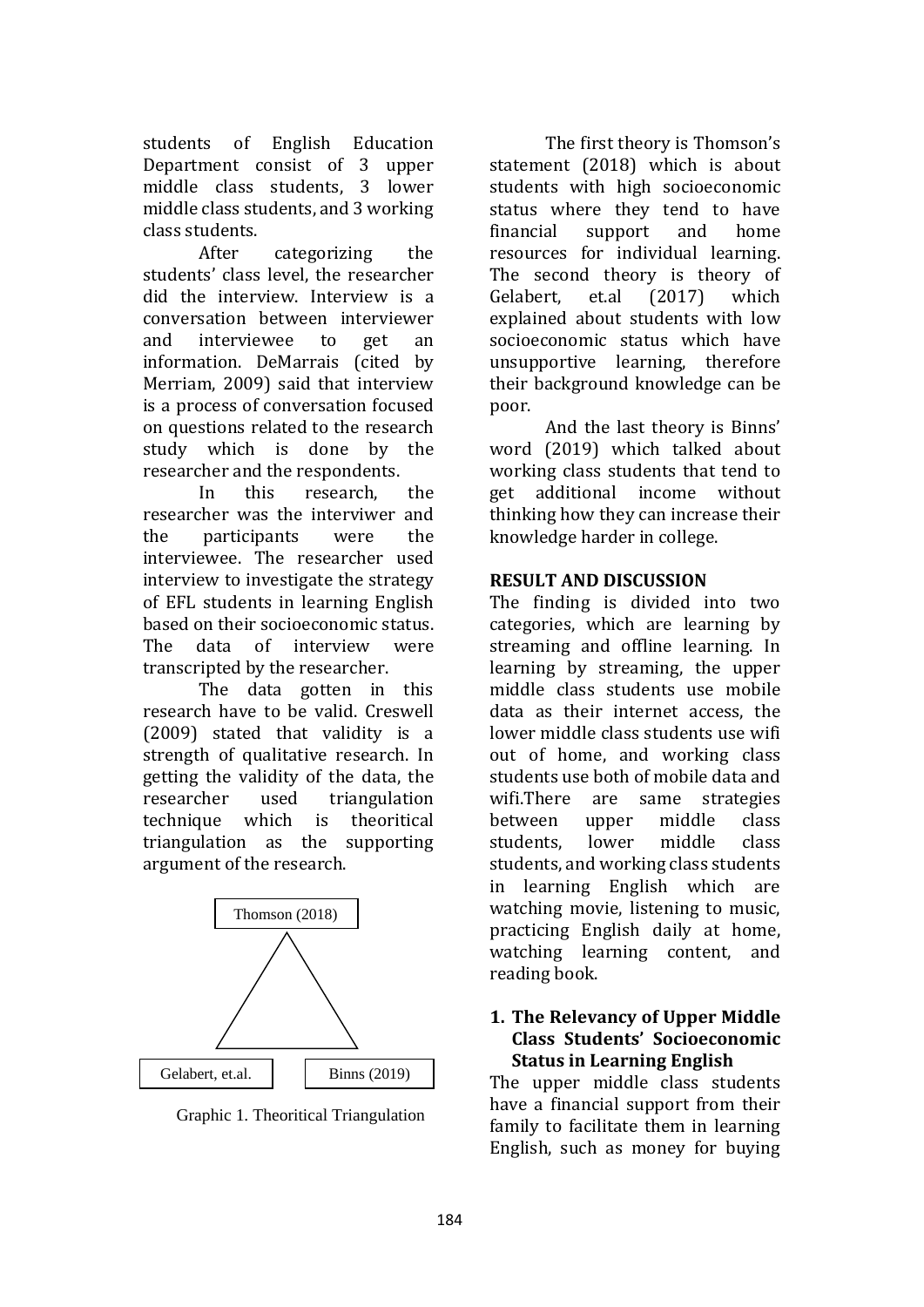students of English Education Department consist of 3 upper middle class students, 3 lower middle class students, and 3 working class students.

After categorizing the students' class level, the researcher did the interview. Interview is a conversation between interviewer and interviewee to get an information. DeMarrais (cited by Merriam, 2009) said that interview is a process of conversation focused on questions related to the research study which is done by the researcher and the respondents.

In this research, the researcher was the interviwer and the participants were the interviewee. The researcher used interview to investigate the strategy of EFL students in learning English based on their socioeconomic status. The data of interview were transcripted by the researcher.

The data gotten in this research have to be valid. Creswell (2009) stated that validity is a strength of qualitative research. In getting the validity of the data, the researcher used triangulation technique which is theoritical triangulation as the supporting argument of the research.

Thomson (2018)

Gelabert, et.al. — Binns (2019)

Graphic 1. Theoritical Triangulation

The first theory is Thomson's statement (2018) which is about students with high socioeconomic status where they tend to have financial support and home resources for individual learning. The second theory is theory of Gelabert, et.al (2017) which explained about students with low socioeconomic status which have unsupportive learning, therefore their background knowledge can be poor.

And the last theory is Binns' word (2019) which talked about working class students that tend to get additional income without thinking how they can increase their knowledge harder in college.

## RESULT AND DISCUSSION

The finding is divided into two categories, which are learning by streaming and offline learning. In learning by streaming, the upper middle class students use mobile data as their internet access, the lower middle class students use wifi out of home, and working class students use both of mobile data and wifi.There are same strategies between upper middle class students, lower middle class students, and working class students in learning English which are watching movie, listening to music, practicing English daily at home, watching learning content, and reading book.

### 1. The Relevancy of Upper Middle Class Students' Socioeconomic Status in Learning English

The upper middle class students have a financial support from their family to facilitate them in learning English, such as money for buying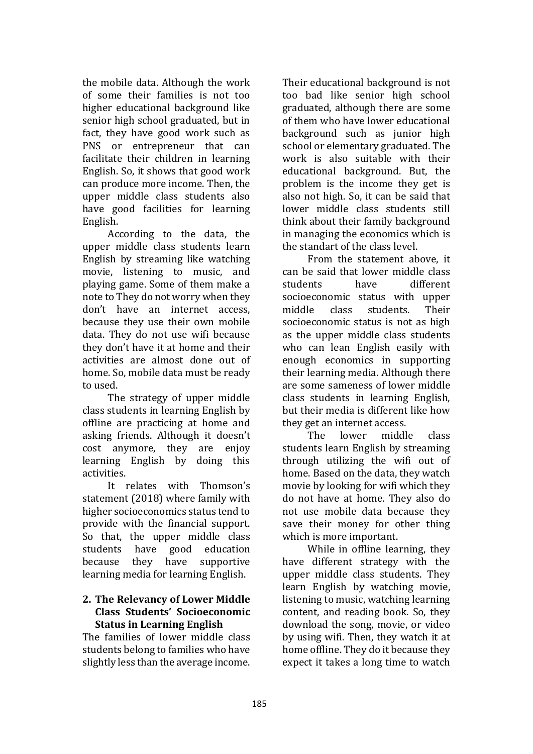the mobile data. Although the work of some their families is not too higher educational background like senior high school graduated, but in fact, they have good work such as PNS or entrepreneur that can facilitate their children in learning English. So, it shows that good work can produce more income. Then, the upper middle class students also have good facilities for learning English.

According to the data, the upper middle class students learn English by streaming like watching movie, listening to music, and playing game. Some of them make a note to They do not worry when they don't have an internet access, because they use their own mobile data. They do not use wifi because they don't have it at home and their activities are almost done out of home. So, mobile data must be ready to used.

The strategy of upper middle class students in learning English by offline are practicing at home and asking friends. Although it doesn't cost anymore, they are enjoy learning English by doing this activities.

It relates with Thomson's statement (2018) where family with higher socioeconomics status tend to provide with the financial support. So that, the upper middle class students have good education because they have supportive learning media for learning English.

## 2. The Relevancy of Lower Middle Class Students' Socioeconomic Status in Learning English

The families of lower middle class students belong to families who have slightly less than the average income. Their educational background is not too bad like senior high school graduated, although there are some of them who have lower educational background such as junior high school or elementary graduated. The work is also suitable with their educational background. But, the problem is the income they get is also not high. So, it can be said that lower middle class students still think about their family background in managing the economics which is the standart of the class level.

From the statement above, it can be said that lower middle class students have different socioeconomic status with upper middle class students. Their socioeconomic status is not as high as the upper middle class students who can lean English easily with enough economics in supporting their learning media. Although there are some sameness of lower middle class students in learning English, but their media is different like how they get an internet access.

The lower middle class students learn English by streaming through utilizing the wifi out of home. Based on the data, they watch movie by looking for wifi which they do not have at home. They also do not use mobile data because they save their money for other thing which is more important.

While in offline learning, they have different strategy with the upper middle class students. They learn English by watching movie, listening to music, watching learning content, and reading book. So, they download the song, movie, or video by using wifi. Then, they watch it at home offline. They do it because they expect it takes a long time to watch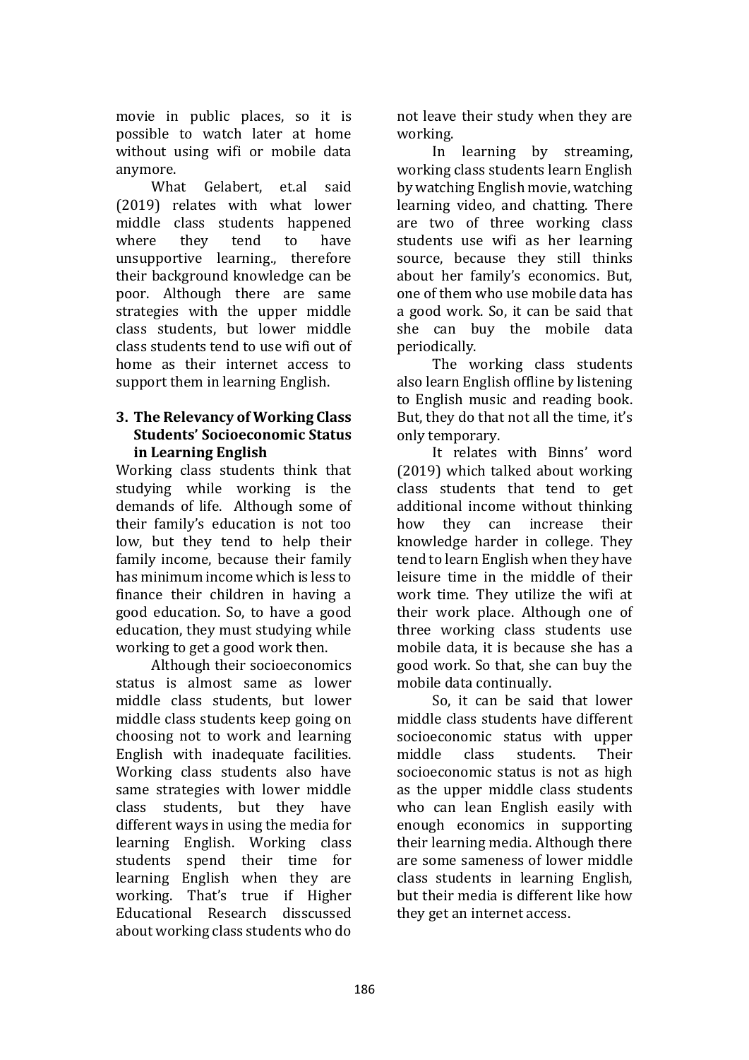movie in public places, so it is possible to watch later at home without using wifi or mobile data anymore.

What Gelabert, et.al said (2019) relates with what lower middle class students happened where they tend to have unsupportive learning., therefore their background knowledge can be poor. Although there are same strategies with the upper middle class students, but lower middle class students tend to use wifi out of home as their internet access to support them in learning English.

### 3. The Relevancy of Working Class Students' Socioeconomic Status in Learning English

Working class students think that studying while working is the demands of life. Although some of their family's education is not too low, but they tend to help their family income, because their family has minimum income which is less to finance their children in having a good education. So, to have a good education, they must studying while working to get a good work then.

Although their socioeconomics status is almost same as lower middle class students, but lower middle class students keep going on choosing not to work and learning English with inadequate facilities. Working class students also have same strategies with lower middle class students, but they have different ways in using the media for learning English. Working class students spend their time for learning English when they are working. That's true if Higher Educational Research disscussed about working class students who do not leave their study when they are working.

In learning by streaming, working class students learn English by watching English movie, watching learning video, and chatting. There are two of three working class students use wifi as her learning source, because they still thinks about her family's economics. But, one of them who use mobile data has a good work. So, it can be said that she can buy the mobile data periodically.

The working class students also learn English offline by listening to English music and reading book. But, they do that not all the time, it's only temporary.

It relates with Binns' word (2019) which talked about working class students that tend to get additional income without thinking how they can increase their knowledge harder in college. They tend to learn English when they have leisure time in the middle of their work time. They utilize the wifi at their work place. Although one of three working class students use mobile data, it is because she has a good work. So that, she can buy the mobile data continually.

So, it can be said that lower middle class students have different socioeconomic status with upper middle class students. Their socioeconomic status is not as high as the upper middle class students who can lean English easily with enough economics in supporting their learning media. Although there are some sameness of lower middle class students in learning English, but their media is different like how they get an internet access.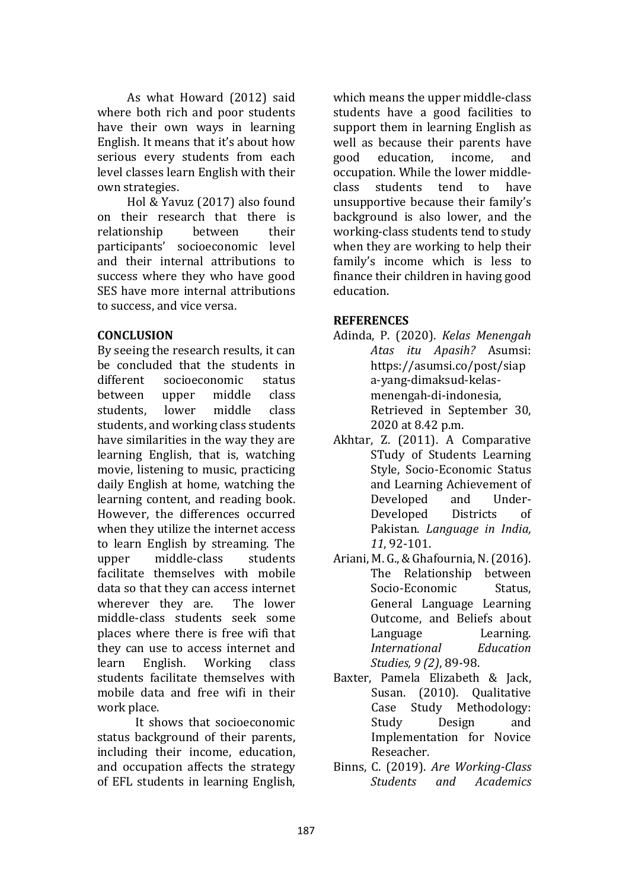As what Howard (2012) said where both rich and poor students have their own ways in learning English. It means that it's about how serious every students from each level classes learn English with their own strategies.

Hol & Yavuz (2017) also found on their research that there is relationship between their participants' socioeconomic level and their internal attributions to success where they who have good SES have more internal attributions to success, and vice versa.

## CONCLUSION

By seeing the research results, it can be concluded that the students in different socioeconomic status between upper middle class students, lower middle class students, and working class students have similarities in the way they are learning English, that is, watching movie, listening to music, practicing daily English at home, watching the learning content, and reading book. However, the differences occurred when they utilize the internet access to learn English by streaming. The upper middle-class students facilitate themselves with mobile data so that they can access internet wherever they are. The lower middle-class students seek some places where there is free wifi that they can use to access internet and learn English. Working class students facilitate themselves with mobile data and free wifi in their work place.

It shows that socioeconomic status background of their parents, including their income, education, and occupation affects the strategy of EFL students in learning English, which means the upper middle-class students have a good facilities to support them in learning English as well as because their parents have good education, income, and occupation. While the lower middle-class students tend to have unsupportive because their family's background is also lower, and the working-class students tend to study when they are working to help their family's income which is less to finance their children in having good education.

## REFERENCES

Adinda, P. (2020). *Kelas Menengah Atas itu Apasih?* Asumsi: https://asumsi.co/post/siapa-yang-dimaksud-kelas-menengah-di-indonesia, Retrieved in September 30, 2020 at 8.42 p.m.

Akhtar, Z. (2011). A Comparative STudy of Students Learning Style, Socio-Economic Status and Learning Achievement of Developed and Under-Developed Districts of Pakistan. *Language in India, 11*, 92-101.

Ariani, M. G., & Ghafournia, N. (2016). The Relationship between Socio-Economic Status, General Language Learning Outcome, and Beliefs about Language Learning. *International Education Studies, 9 (2)*, 89-98.

Baxter, Pamela Elizabeth & Jack, Susan. (2010). Qualitative Case Study Methodology: Study Design and Implementation for Novice Reseacher.

Binns, C. (2019). *Are Working-Class Students and Academics*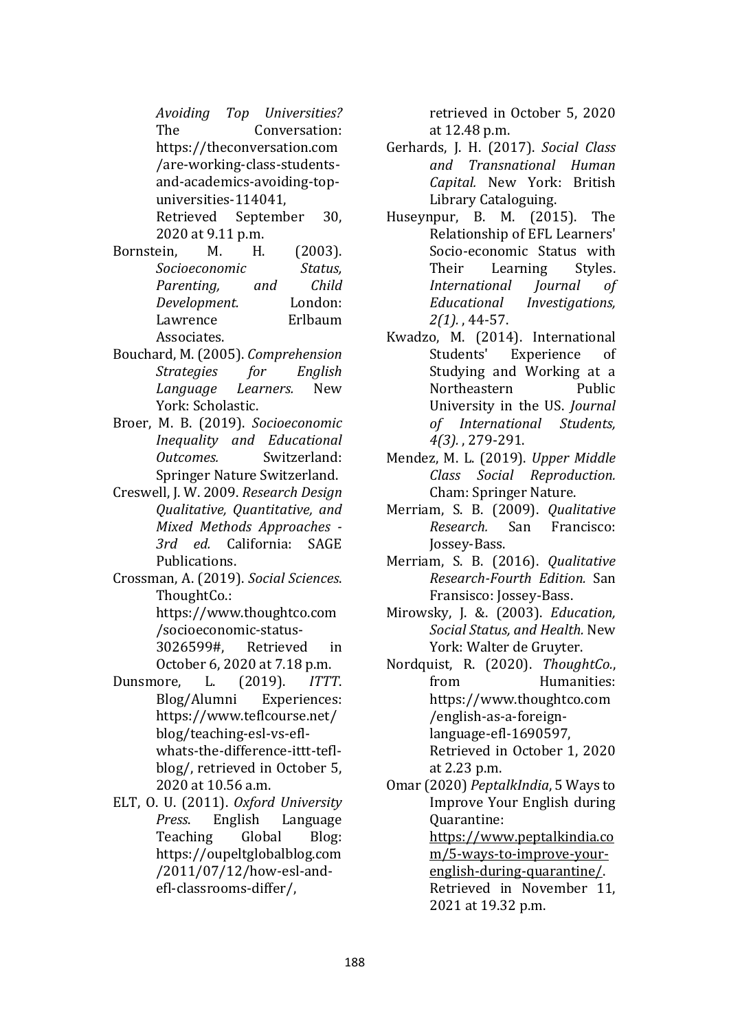*Avoiding Top Universities?* The Conversation: https://theconversation.com/are-working-class-students-and-academics-avoiding-top-universities-114041, Retrieved September 30, 2020 at 9.11 p.m.

Bornstein, M. H. (2003). *Socioeconomic Status, Parenting, and Child Development.* London: Lawrence Erlbaum Associates.

Bouchard, M. (2005). *Comprehension Strategies for English Language Learners.* New York: Scholastic.

Broer, M. B. (2019). *Socioeconomic Inequality and Educational Outcomes.* Switzerland: Springer Nature Switzerland.

Creswell, J. W. 2009. *Research Design Qualitative, Quantitative, and Mixed Methods Approaches - 3rd ed.* California: SAGE Publications.

Crossman, A. (2019). *Social Sciences*. ThoughtCo.: https://www.thoughtco.com/socioeconomic-status-3026599#, Retrieved in October 6, 2020 at 7.18 p.m.

Dunsmore, L. (2019). *ITTT*. Blog/Alumni Experiences: https://www.teflcourse.net/blog/teaching-esl-vs-efl-whats-the-difference-ittt-tefl-blog/, retrieved in October 5, 2020 at 10.56 a.m.

ELT, O. U. (2011). *Oxford University Press*. English Language Teaching Global Blog: https://oupeltglobalblog.com/2011/07/12/how-esl-and-efl-classrooms-differ/, retrieved in October 5, 2020 at 12.48 p.m.

Gerhards, J. H. (2017). *Social Class and Transnational Human Capital.* New York: British Library Cataloguing.

Huseynpur, B. M. (2015). The Relationship of EFL Learners' Socio-economic Status with Their Learning Styles. *International Journal of Educational Investigations, 2(1).* , 44-57.

Kwadzo, M. (2014). International Students' Experience of Studying and Working at a Northeastern Public University in the US. *Journal of International Students, 4(3).* , 279-291.

Mendez, M. L. (2019). *Upper Middle Class Social Reproduction.* Cham: Springer Nature.

Merriam, S. B. (2009). *Qualitative Research.* San Francisco: Jossey-Bass.

Merriam, S. B. (2016). *Qualitative Research-Fourth Edition.* San Fransisco: Jossey-Bass.

Mirowsky, J. &. (2003). *Education, Social Status, and Health.* New York: Walter de Gruyter.

Nordquist, R. (2020). *ThoughtCo.*, from Humanities: https://www.thoughtco.com/english-as-a-foreign-language-efl-1690597, Retrieved in October 1, 2020 at 2.23 p.m.

Omar (2020) *PeptalkIndia*, 5 Ways to Improve Your English during Quarantine: https://www.peptalkindia.com/5-ways-to-improve-your-english-during-quarantine/. Retrieved in November 11, 2021 at 19.32 p.m.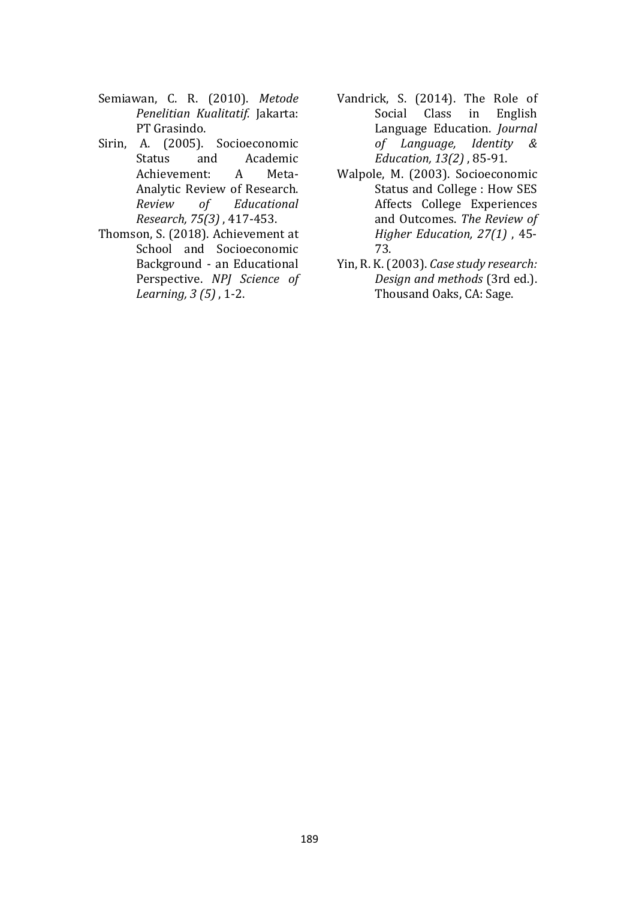Semiawan, C. R. (2010). *Metode Penelitian Kualitatif.* Jakarta: PT Grasindo.

Sirin, A. (2005). Socioeconomic Status and Academic Achievement: A Meta-Analytic Review of Research. *Review of Educational Research, 75(3)* , 417-453.

Thomson, S. (2018). Achievement at School and Socioeconomic Background - an Educational Perspective. *NPJ Science of Learning, 3 (5)* , 1-2.

Vandrick, S. (2014). The Role of Social Class in English Language Education. *Journal of Language, Identity & Education, 13(2)* , 85-91.

Walpole, M. (2003). Socioeconomic Status and College : How SES Affects College Experiences and Outcomes. *The Review of Higher Education, 27(1)* , 45-73.

Yin, R. K. (2003). *Case study research: Design and methods* (3rd ed.). Thousand Oaks, CA: Sage.